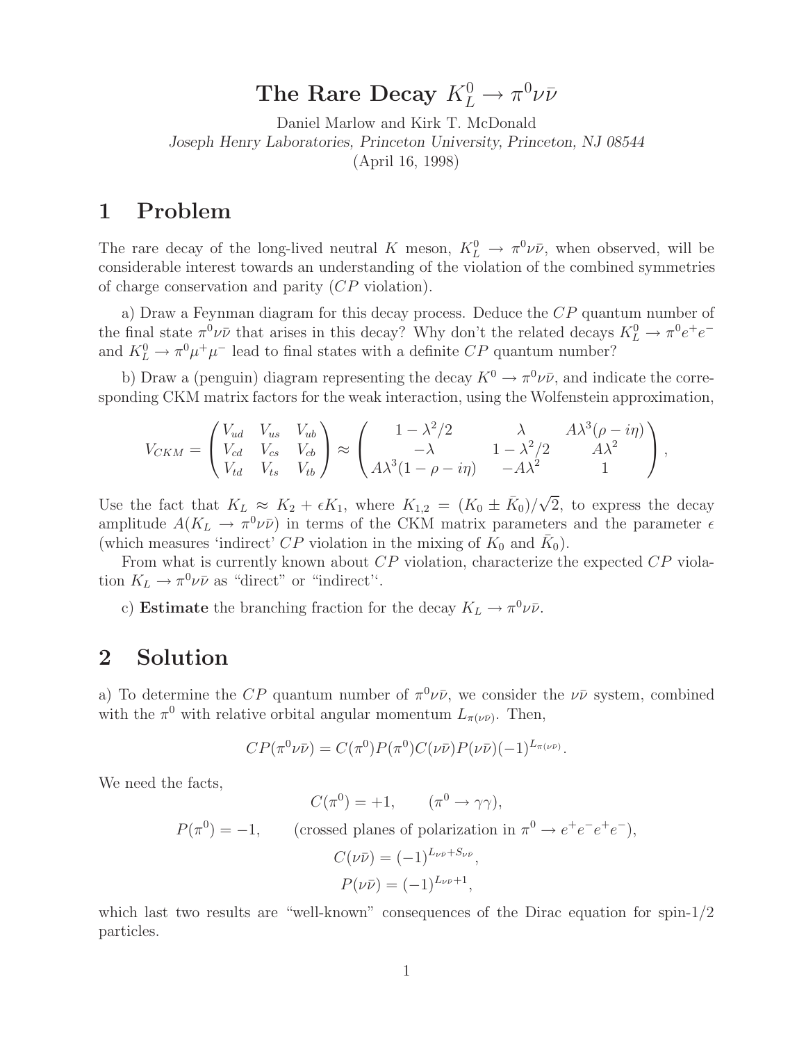# The Rare Decay $K_L^0 \to \pi^0\nu\bar{\nu}$

Daniel Marlow and Kirk T. McDonald
*Joseph Henry Laboratories, Princeton University, Princeton, NJ 08544*
(April 16, 1998)

## 1 Problem

The rare decay of the long-lived neutral $K$ meson, $K_L^0 \to \pi^0\nu\bar{\nu}$, when observed, will be considerable interest towards an understanding of the violation of the combined symmetries of charge conservation and parity ($CP$ violation).

a) Draw a Feynman diagram for this decay process. Deduce the $CP$ quantum number of the final state $\pi^0\nu\bar{\nu}$ that arises in this decay? Why don't the related decays $K_L^0 \to \pi^0 e^+e^-$ and $K_L^0 \to \pi^0\mu^+\mu^-$ lead to final states with a definite $CP$ quantum number?

b) Draw a (penguin) diagram representing the decay $K^0 \to \pi^0\nu\bar{\nu}$, and indicate the corresponding CKM matrix factors for the weak interaction, using the Wolfenstein approximation,

$$V_{CKM} = \begin{pmatrix} V_{ud} & V_{us} & V_{ub} \\ V_{cd} & V_{cs} & V_{cb} \\ V_{td} & V_{ts} & V_{tb} \end{pmatrix} \approx \begin{pmatrix} 1-\lambda^2/2 & \lambda & A\lambda^3(\rho - i\eta) \\ -\lambda & 1-\lambda^2/2 & A\lambda^2 \\ A\lambda^3(1-\rho-i\eta) & -A\lambda^2 & 1 \end{pmatrix},$$

Use the fact that $K_L \approx K_2 + \epsilon K_1$, where $K_{1,2} = (K_0 \pm \bar{K}_0)/\sqrt{2}$, to express the decay amplitude $A(K_L \to \pi^0\nu\bar{\nu})$ in terms of the CKM matrix parameters and the parameter $\epsilon$ (which measures 'indirect' $CP$ violation in the mixing of $K_0$ and $\bar{K}_0$).

From what is currently known about $CP$ violation, characterize the expected $CP$ violation $K_L \to \pi^0\nu\bar{\nu}$ as "direct" or "indirect"'.

c) **Estimate** the branching fraction for the decay $K_L \to \pi^0\nu\bar{\nu}$.

## 2 Solution

a) To determine the $CP$ quantum number of $\pi^0\nu\bar{\nu}$, we consider the $\nu\bar{\nu}$ system, combined with the $\pi^0$ with relative orbital angular momentum $L_{\pi(\nu\bar{\nu})}$. Then,

$$CP(\pi^0\nu\bar{\nu}) = C(\pi^0)P(\pi^0)C(\nu\bar{\nu})P(\nu\bar{\nu})(-1)^{L_{\pi(\nu\bar{\nu})}}.$$

We need the facts,

$$C(\pi^0) = +1, \qquad (\pi^0 \to \gamma\gamma),$$

$$P(\pi^0) = -1, \qquad \text{(crossed planes of polarization in } \pi^0 \to e^+e^-e^+e^-\text{)},$$

$$C(\nu\bar{\nu}) = (-1)^{L_{\nu\bar{\nu}}+S_{\nu\bar{\nu}}},$$

$$P(\nu\bar{\nu}) = (-1)^{L_{\nu\bar{\nu}}+1},$$

which last two results are "well-known" consequences of the Dirac equation for spin-1/2 particles.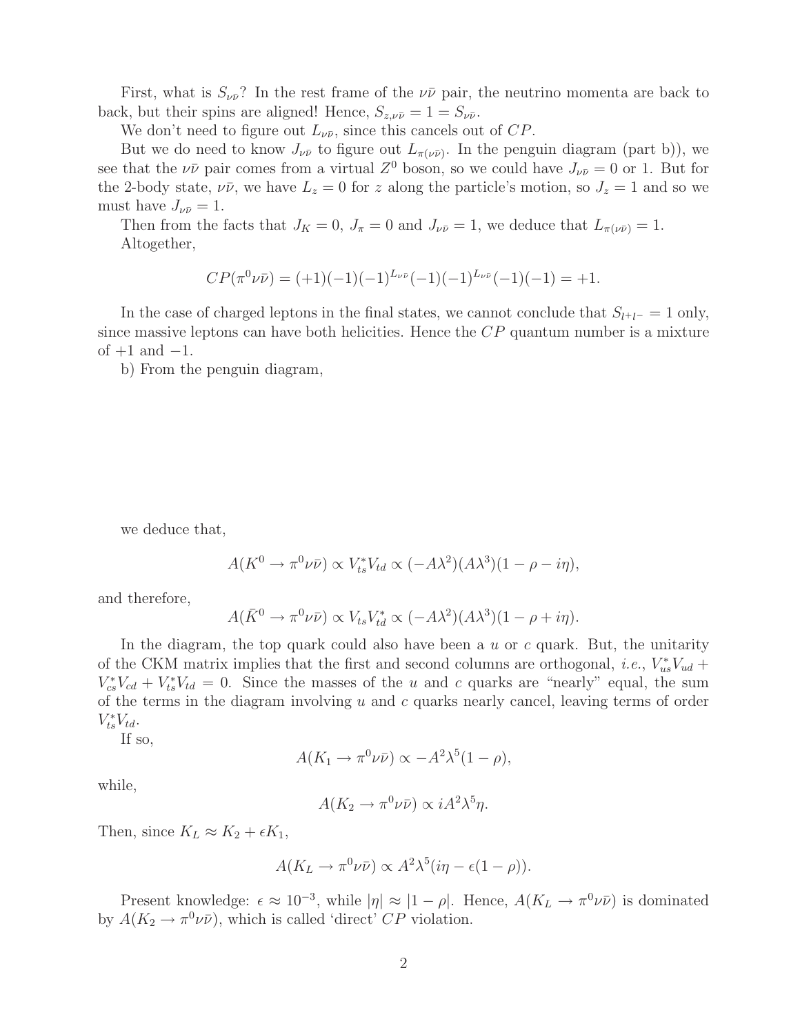First, what is $S_{\nu\bar{\nu}}$? In the rest frame of the $\nu\bar{\nu}$ pair, the neutrino momenta are back to back, but their spins are aligned! Hence, $S_{z,\nu\bar{\nu}} = 1 = S_{\nu\bar{\nu}}$.

We don't need to figure out $L_{\nu\bar{\nu}}$, since this cancels out of $CP$.

But we do need to know $J_{\nu\bar{\nu}}$ to figure out $L_{\pi(\nu\bar{\nu})}$. In the penguin diagram (part b)), we see that the $\nu\bar{\nu}$ pair comes from a virtual $Z^0$ boson, so we could have $J_{\nu\bar{\nu}} = 0$ or 1. But for the 2-body state, $\nu\bar{\nu}$, we have $L_z = 0$ for $z$ along the particle's motion, so $J_z = 1$ and so we must have $J_{\nu\bar{\nu}} = 1$.

Then from the facts that $J_K = 0$, $J_\pi = 0$ and $J_{\nu\bar{\nu}} = 1$, we deduce that $L_{\pi(\nu\bar{\nu})} = 1$.

Altogether,

$$CP(\pi^0\nu\bar{\nu}) = (+1)(-1)(-1)^{L_{\nu\bar{\nu}}}(-1)(-1)^{L_{\nu\bar{\nu}}}(-1)(-1) = +1.$$

In the case of charged leptons in the final states, we cannot conclude that $S_{l^+l^-} = 1$ only, since massive leptons can have both helicities. Hence the $CP$ quantum number is a mixture of $+1$ and $-1$.

b) From the penguin diagram,

we deduce that,

$$A(K^0 \to \pi^0\nu\bar{\nu}) \propto V_{ts}^* V_{td} \propto (-A\lambda^2)(A\lambda^3)(1 - \rho - i\eta),$$

and therefore,

$$A(\bar{K}^0 \to \pi^0\nu\bar{\nu}) \propto V_{ts} V_{td}^* \propto (-A\lambda^2)(A\lambda^3)(1 - \rho + i\eta).$$

In the diagram, the top quark could also have been a $u$ or $c$ quark. But, the unitarity of the CKM matrix implies that the first and second columns are orthogonal, *i.e.*, $V_{us}^* V_{ud} + V_{cs}^* V_{cd} + V_{ts}^* V_{td} = 0$. Since the masses of the $u$ and $c$ quarks are "nearly" equal, the sum of the terms in the diagram involving $u$ and $c$ quarks nearly cancel, leaving terms of order $V_{ts}^* V_{td}$.

If so,

$$A(K_1 \to \pi^0\nu\bar{\nu}) \propto -A^2\lambda^5(1 - \rho),$$

while,

$$A(K_2 \to \pi^0\nu\bar{\nu}) \propto iA^2\lambda^5\eta.$$

Then, since $K_L \approx K_2 + \epsilon K_1$,

$$A(K_L \to \pi^0\nu\bar{\nu}) \propto A^2\lambda^5(i\eta - \epsilon(1 - \rho)).$$

Present knowledge: $\epsilon \approx 10^{-3}$, while $|\eta| \approx |1 - \rho|$. Hence, $A(K_L \to \pi^0\nu\bar{\nu})$ is dominated by $A(K_2 \to \pi^0\nu\bar{\nu})$, which is called 'direct' $CP$ violation.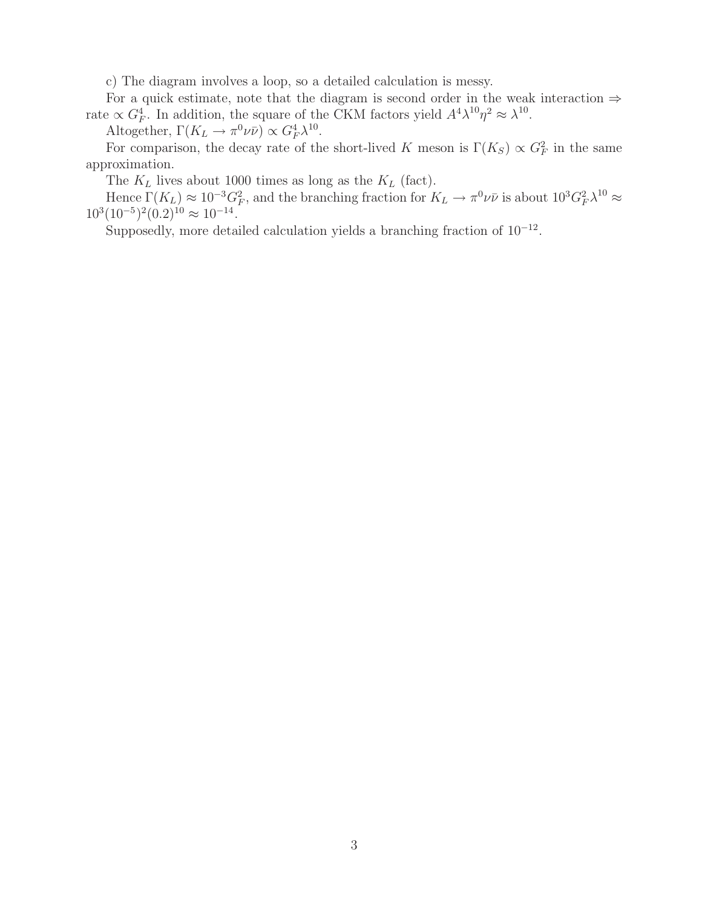c) The diagram involves a loop, so a detailed calculation is messy.

For a quick estimate, note that the diagram is second order in the weak interaction $\Rightarrow$ rate $\propto G_F^4$. In addition, the square of the CKM factors yield $A^4\lambda^{10}\eta^2 \approx \lambda^{10}$.

Altogether, $\Gamma(K_L \to \pi^0 \nu\bar{\nu}) \propto G_F^4 \lambda^{10}$.

For comparison, the decay rate of the short-lived $K$ meson is $\Gamma(K_S) \propto G_F^2$ in the same approximation.

The $K_L$ lives about 1000 times as long as the $K_L$ (fact).

Hence $\Gamma(K_L) \approx 10^{-3} G_F^2$, and the branching fraction for $K_L \to \pi^0 \nu\bar{\nu}$ is about $10^3 G_F^2 \lambda^{10} \approx 10^3 (10^{-5})^2 (0.2)^{10} \approx 10^{-14}$.

Supposedly, more detailed calculation yields a branching fraction of $10^{-12}$.